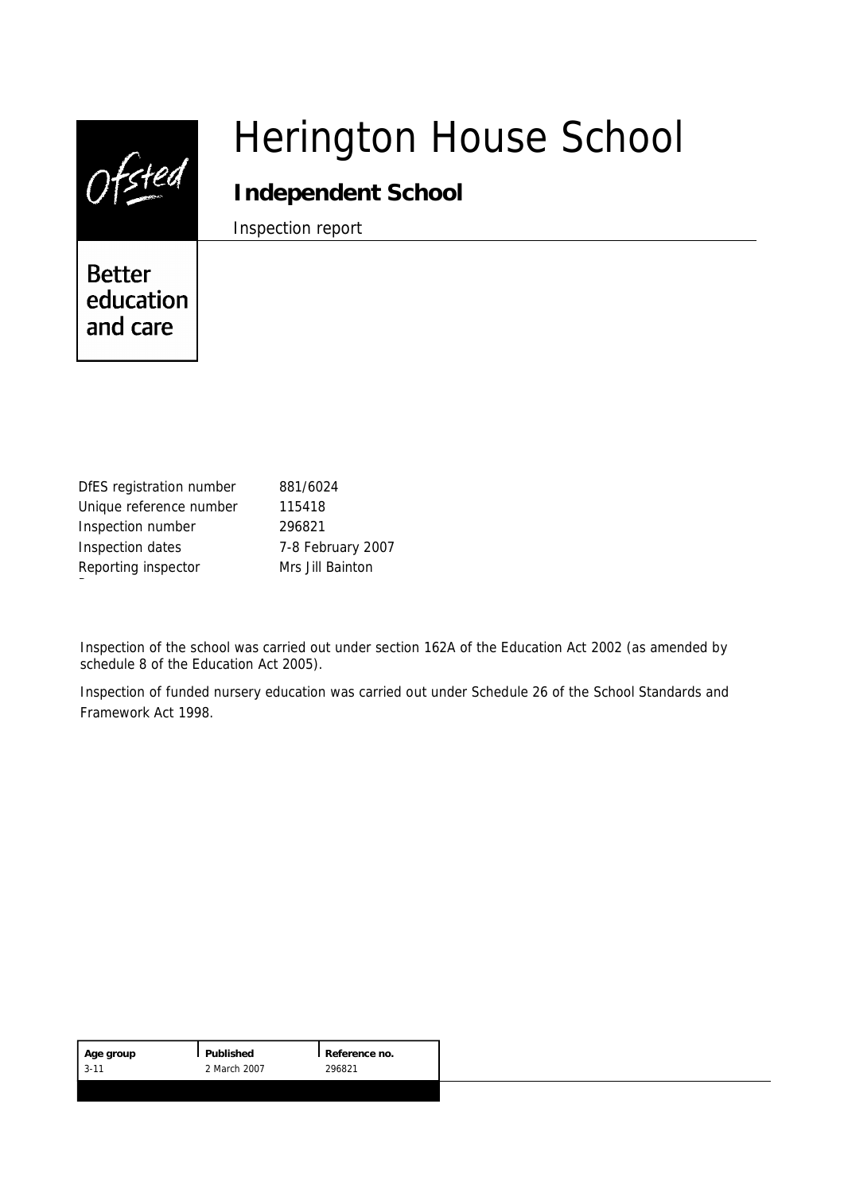# Herington House School

## Independent School

Inspection report

Ofsted

Better education and care

| | |
|---|---|
| DfES registration number | 881/6024 |
| Unique reference number | 115418 |
| Inspection number | 296821 |
| Inspection dates | 7-8 February 2007 |
| Reporting inspector | Mrs Jill Bainton |

Inspection of the school was carried out under section 162A of the Education Act 2002 (as amended by schedule 8 of the Education Act 2005).

Inspection of funded nursery education was carried out under Schedule 26 of the School Standards and Framework Act 1998.

| Age group | Published | Reference no. |
|---|---|---|
| 3-11 | 2 March 2007 | 296821 |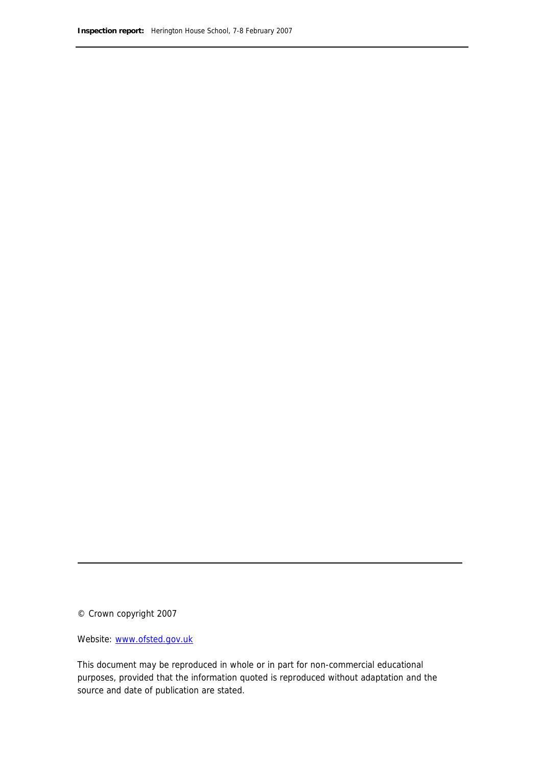© Crown copyright 2007

Website: [www.ofsted.gov.uk](http://www.ofsted.gov.uk)

This document may be reproduced in whole or in part for non-commercial educational purposes, provided that the information quoted is reproduced without adaptation and the source and date of publication are stated.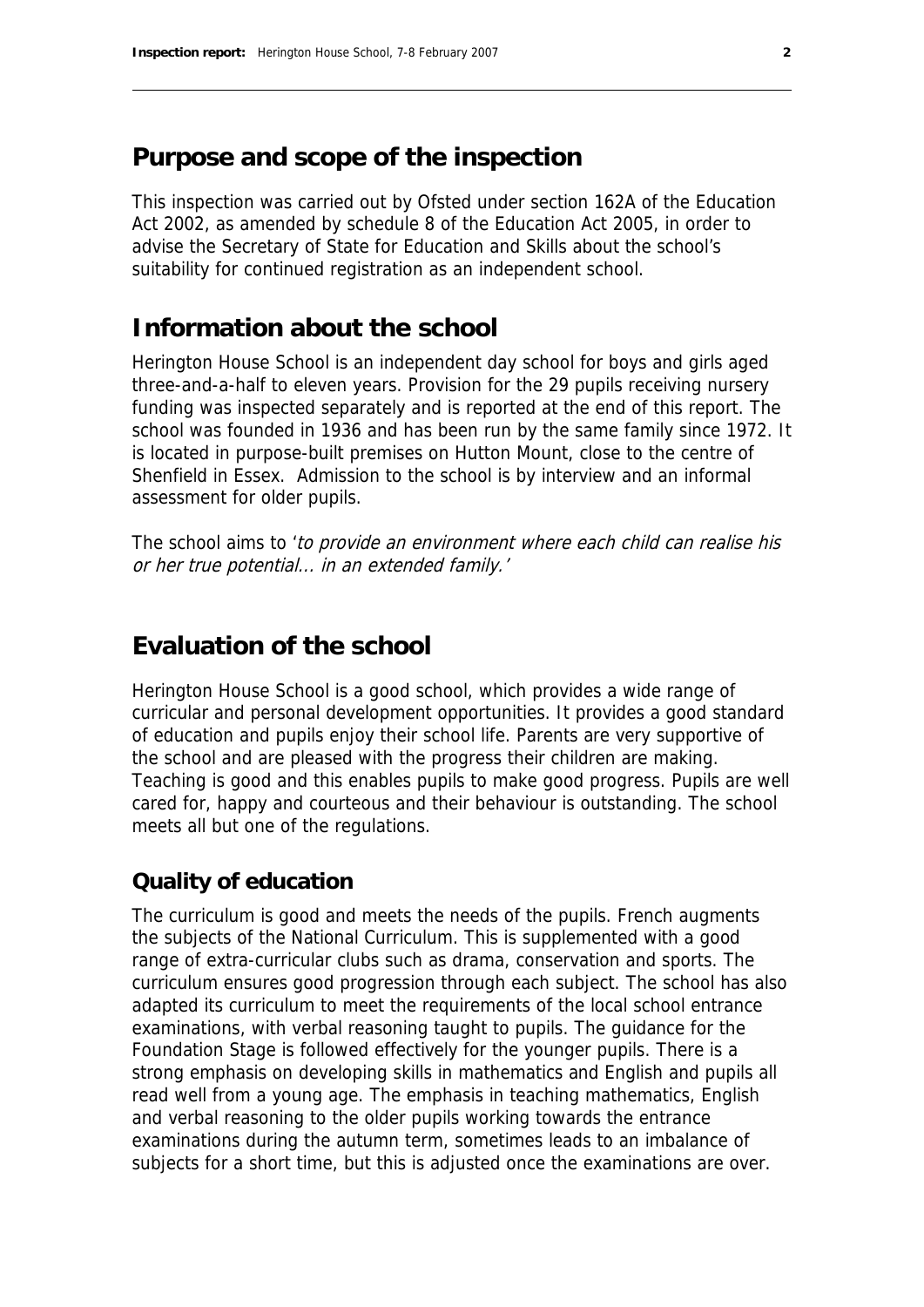## Purpose and scope of the inspection

This inspection was carried out by Ofsted under section 162A of the Education Act 2002, as amended by schedule 8 of the Education Act 2005, in order to advise the Secretary of State for Education and Skills about the school's suitability for continued registration as an independent school.

## Information about the school

Herington House School is an independent day school for boys and girls aged three-and-a-half to eleven years. Provision for the 29 pupils receiving nursery funding was inspected separately and is reported at the end of this report. The school was founded in 1936 and has been run by the same family since 1972. It is located in purpose-built premises on Hutton Mount, close to the centre of Shenfield in Essex. Admission to the school is by interview and an informal assessment for older pupils.

The school aims to '*to provide an environment where each child can realise his or her true potential... in an extended family.*'

## Evaluation of the school

Herington House School is a good school, which provides a wide range of curricular and personal development opportunities. It provides a good standard of education and pupils enjoy their school life. Parents are very supportive of the school and are pleased with the progress their children are making. Teaching is good and this enables pupils to make good progress. Pupils are well cared for, happy and courteous and their behaviour is outstanding. The school meets all but one of the regulations.

### Quality of education

The curriculum is good and meets the needs of the pupils. French augments the subjects of the National Curriculum. This is supplemented with a good range of extra-curricular clubs such as drama, conservation and sports. The curriculum ensures good progression through each subject. The school has also adapted its curriculum to meet the requirements of the local school entrance examinations, with verbal reasoning taught to pupils. The guidance for the Foundation Stage is followed effectively for the younger pupils. There is a strong emphasis on developing skills in mathematics and English and pupils all read well from a young age. The emphasis in teaching mathematics, English and verbal reasoning to the older pupils working towards the entrance examinations during the autumn term, sometimes leads to an imbalance of subjects for a short time, but this is adjusted once the examinations are over.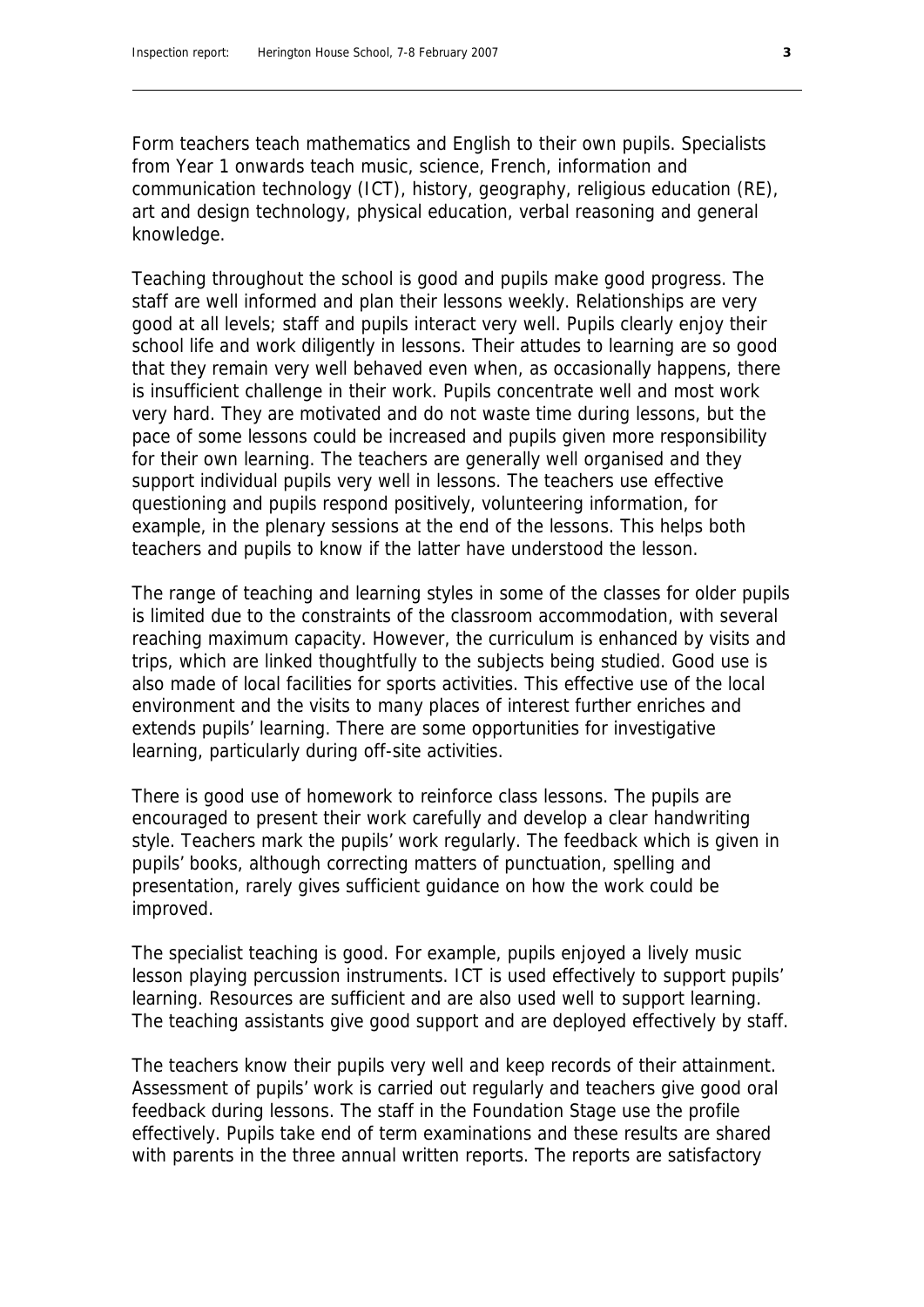Form teachers teach mathematics and English to their own pupils. Specialists from Year 1 onwards teach music, science, French, information and communication technology (ICT), history, geography, religious education (RE), art and design technology, physical education, verbal reasoning and general knowledge.

Teaching throughout the school is good and pupils make good progress. The staff are well informed and plan their lessons weekly. Relationships are very good at all levels; staff and pupils interact very well. Pupils clearly enjoy their school life and work diligently in lessons. Their attudes to learning are so good that they remain very well behaved even when, as occasionally happens, there is insufficient challenge in their work. Pupils concentrate well and most work very hard. They are motivated and do not waste time during lessons, but the pace of some lessons could be increased and pupils given more responsibility for their own learning. The teachers are generally well organised and they support individual pupils very well in lessons. The teachers use effective questioning and pupils respond positively, volunteering information, for example, in the plenary sessions at the end of the lessons. This helps both teachers and pupils to know if the latter have understood the lesson.

The range of teaching and learning styles in some of the classes for older pupils is limited due to the constraints of the classroom accommodation, with several reaching maximum capacity. However, the curriculum is enhanced by visits and trips, which are linked thoughtfully to the subjects being studied. Good use is also made of local facilities for sports activities. This effective use of the local environment and the visits to many places of interest further enriches and extends pupils' learning. There are some opportunities for investigative learning, particularly during off-site activities.

There is good use of homework to reinforce class lessons. The pupils are encouraged to present their work carefully and develop a clear handwriting style. Teachers mark the pupils' work regularly. The feedback which is given in pupils' books, although correcting matters of punctuation, spelling and presentation, rarely gives sufficient guidance on how the work could be improved.

The specialist teaching is good. For example, pupils enjoyed a lively music lesson playing percussion instruments. ICT is used effectively to support pupils' learning. Resources are sufficient and are also used well to support learning. The teaching assistants give good support and are deployed effectively by staff.

The teachers know their pupils very well and keep records of their attainment. Assessment of pupils' work is carried out regularly and teachers give good oral feedback during lessons. The staff in the Foundation Stage use the profile effectively. Pupils take end of term examinations and these results are shared with parents in the three annual written reports. The reports are satisfactory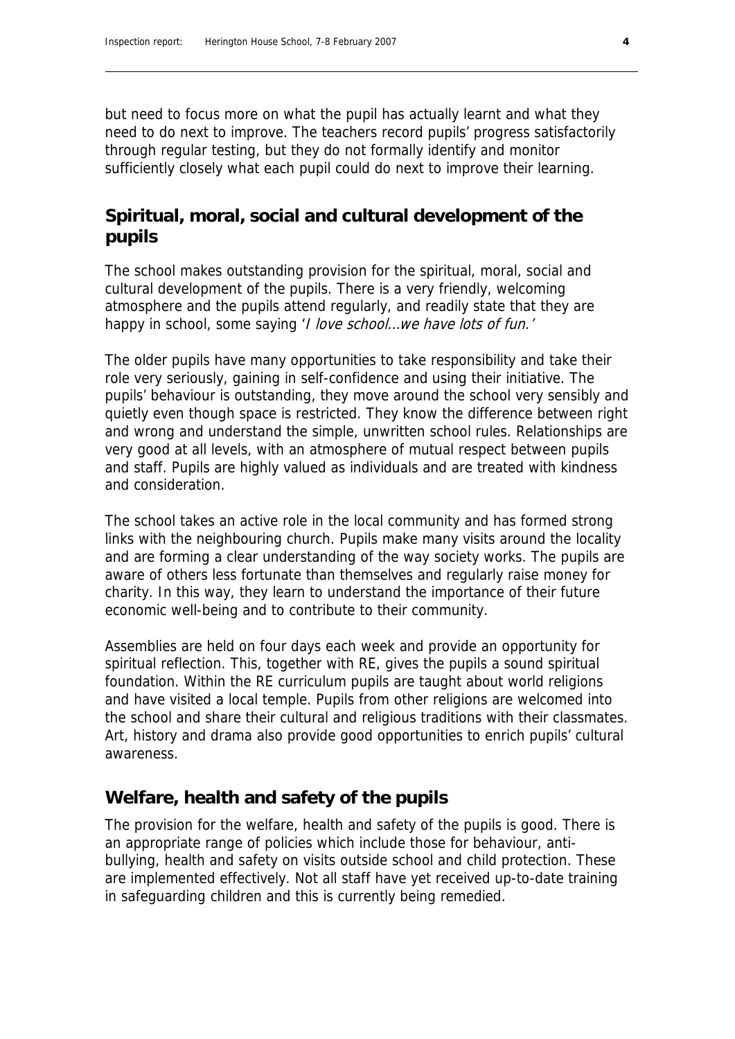but need to focus more on what the pupil has actually learnt and what they need to do next to improve. The teachers record pupils' progress satisfactorily through regular testing, but they do not formally identify and monitor sufficiently closely what each pupil could do next to improve their learning.

## Spiritual, moral, social and cultural development of the pupils

The school makes outstanding provision for the spiritual, moral, social and cultural development of the pupils. There is a very friendly, welcoming atmosphere and the pupils attend regularly, and readily state that they are happy in school, some saying '*I love school...we have lots of fun.*'

The older pupils have many opportunities to take responsibility and take their role very seriously, gaining in self-confidence and using their initiative. The pupils' behaviour is outstanding, they move around the school very sensibly and quietly even though space is restricted. They know the difference between right and wrong and understand the simple, unwritten school rules. Relationships are very good at all levels, with an atmosphere of mutual respect between pupils and staff. Pupils are highly valued as individuals and are treated with kindness and consideration.

The school takes an active role in the local community and has formed strong links with the neighbouring church. Pupils make many visits around the locality and are forming a clear understanding of the way society works. The pupils are aware of others less fortunate than themselves and regularly raise money for charity. In this way, they learn to understand the importance of their future economic well-being and to contribute to their community.

Assemblies are held on four days each week and provide an opportunity for spiritual reflection. This, together with RE, gives the pupils a sound spiritual foundation. Within the RE curriculum pupils are taught about world religions and have visited a local temple. Pupils from other religions are welcomed into the school and share their cultural and religious traditions with their classmates. Art, history and drama also provide good opportunities to enrich pupils' cultural awareness.

## Welfare, health and safety of the pupils

The provision for the welfare, health and safety of the pupils is good. There is an appropriate range of policies which include those for behaviour, anti-bullying, health and safety on visits outside school and child protection. These are implemented effectively. Not all staff have yet received up-to-date training in safeguarding children and this is currently being remedied.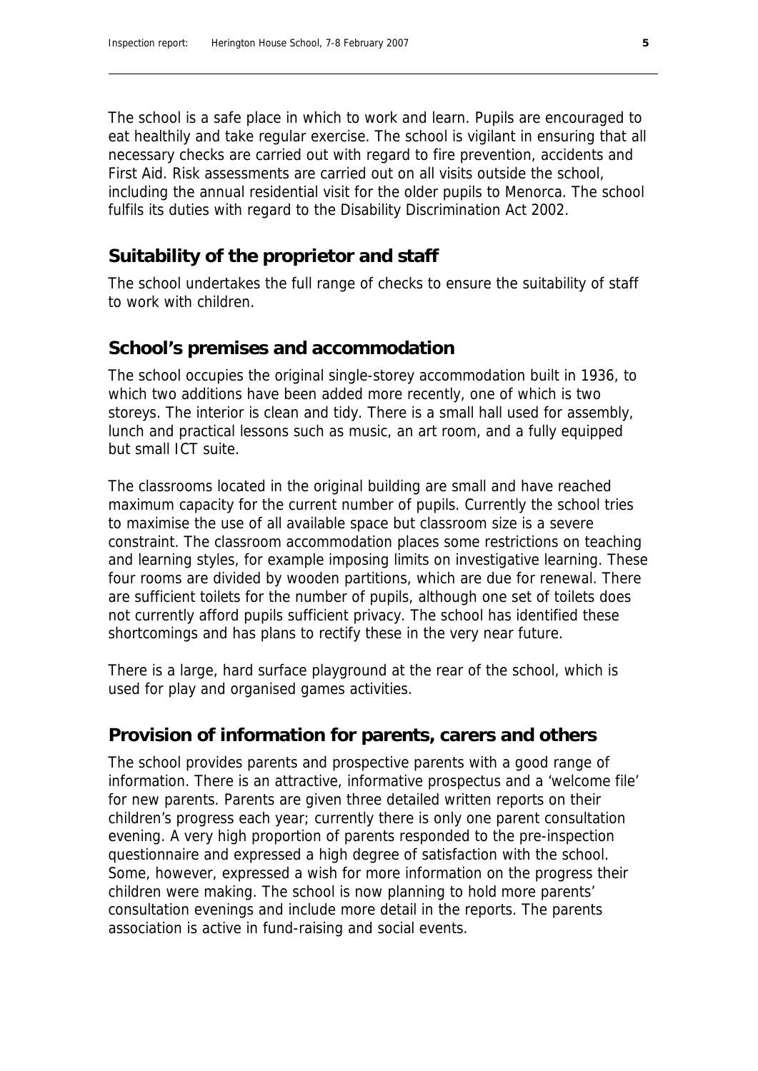The school is a safe place in which to work and learn. Pupils are encouraged to eat healthily and take regular exercise. The school is vigilant in ensuring that all necessary checks are carried out with regard to fire prevention, accidents and First Aid. Risk assessments are carried out on all visits outside the school, including the annual residential visit for the older pupils to Menorca. The school fulfils its duties with regard to the Disability Discrimination Act 2002.

## Suitability of the proprietor and staff

The school undertakes the full range of checks to ensure the suitability of staff to work with children.

## School's premises and accommodation

The school occupies the original single-storey accommodation built in 1936, to which two additions have been added more recently, one of which is two storeys. The interior is clean and tidy. There is a small hall used for assembly, lunch and practical lessons such as music, an art room, and a fully equipped but small ICT suite.

The classrooms located in the original building are small and have reached maximum capacity for the current number of pupils. Currently the school tries to maximise the use of all available space but classroom size is a severe constraint. The classroom accommodation places some restrictions on teaching and learning styles, for example imposing limits on investigative learning. These four rooms are divided by wooden partitions, which are due for renewal. There are sufficient toilets for the number of pupils, although one set of toilets does not currently afford pupils sufficient privacy. The school has identified these shortcomings and has plans to rectify these in the very near future.

There is a large, hard surface playground at the rear of the school, which is used for play and organised games activities.

## Provision of information for parents, carers and others

The school provides parents and prospective parents with a good range of information. There is an attractive, informative prospectus and a 'welcome file' for new parents. Parents are given three detailed written reports on their children's progress each year; currently there is only one parent consultation evening. A very high proportion of parents responded to the pre-inspection questionnaire and expressed a high degree of satisfaction with the school. Some, however, expressed a wish for more information on the progress their children were making. The school is now planning to hold more parents' consultation evenings and include more detail in the reports. The parents association is active in fund-raising and social events.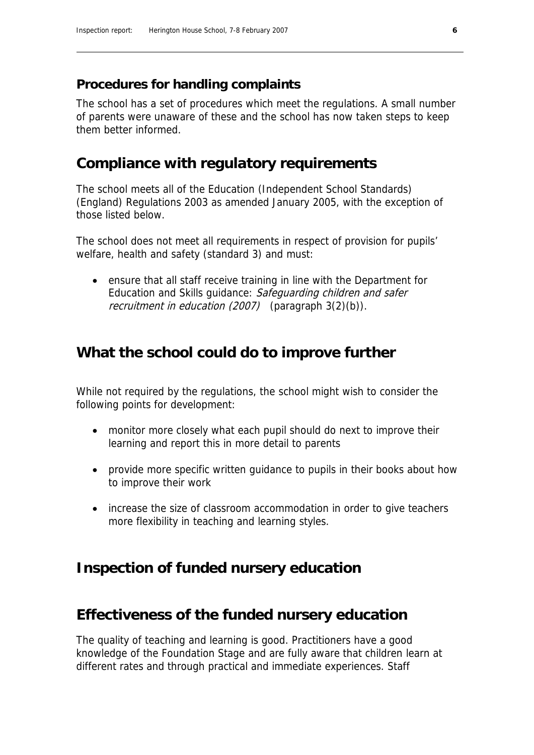### Procedures for handling complaints

The school has a set of procedures which meet the regulations. A small number of parents were unaware of these and the school has now taken steps to keep them better informed.

## Compliance with regulatory requirements

The school meets all of the Education (Independent School Standards) (England) Regulations 2003 as amended January 2005, with the exception of those listed below.

The school does not meet all requirements in respect of provision for pupils' welfare, health and safety (standard 3) and must:

- ensure that all staff receive training in line with the Department for Education and Skills guidance: *Safeguarding children and safer recruitment in education (2007)* (paragraph 3(2)(b)).

## What the school could do to improve further

While not required by the regulations, the school might wish to consider the following points for development:

- monitor more closely what each pupil should do next to improve their learning and report this in more detail to parents
- provide more specific written guidance to pupils in their books about how to improve their work
- increase the size of classroom accommodation in order to give teachers more flexibility in teaching and learning styles.

## Inspection of funded nursery education

## Effectiveness of the funded nursery education

The quality of teaching and learning is good. Practitioners have a good knowledge of the Foundation Stage and are fully aware that children learn at different rates and through practical and immediate experiences. Staff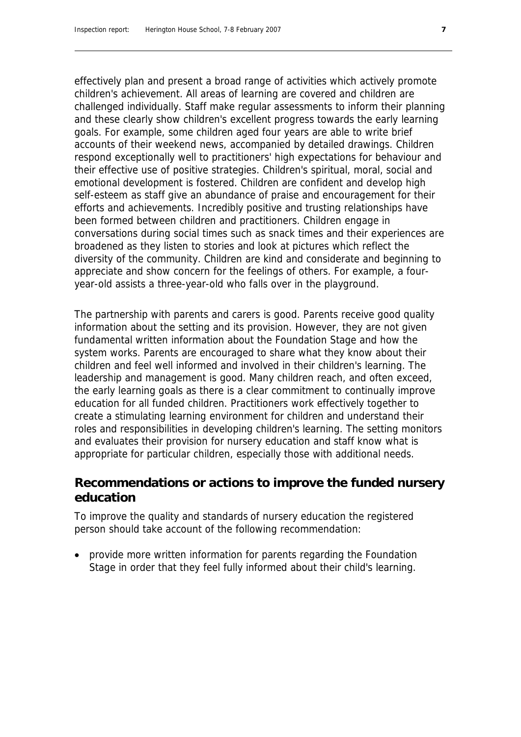effectively plan and present a broad range of activities which actively promote children's achievement. All areas of learning are covered and children are challenged individually. Staff make regular assessments to inform their planning and these clearly show children's excellent progress towards the early learning goals. For example, some children aged four years are able to write brief accounts of their weekend news, accompanied by detailed drawings. Children respond exceptionally well to practitioners' high expectations for behaviour and their effective use of positive strategies. Children's spiritual, moral, social and emotional development is fostered. Children are confident and develop high self-esteem as staff give an abundance of praise and encouragement for their efforts and achievements. Incredibly positive and trusting relationships have been formed between children and practitioners. Children engage in conversations during social times such as snack times and their experiences are broadened as they listen to stories and look at pictures which reflect the diversity of the community. Children are kind and considerate and beginning to appreciate and show concern for the feelings of others. For example, a four-year-old assists a three-year-old who falls over in the playground.

The partnership with parents and carers is good. Parents receive good quality information about the setting and its provision. However, they are not given fundamental written information about the Foundation Stage and how the system works. Parents are encouraged to share what they know about their children and feel well informed and involved in their children's learning. The leadership and management is good. Many children reach, and often exceed, the early learning goals as there is a clear commitment to continually improve education for all funded children. Practitioners work effectively together to create a stimulating learning environment for children and understand their roles and responsibilities in developing children's learning. The setting monitors and evaluates their provision for nursery education and staff know what is appropriate for particular children, especially those with additional needs.

## Recommendations or actions to improve the funded nursery education

To improve the quality and standards of nursery education the registered person should take account of the following recommendation:

- provide more written information for parents regarding the Foundation Stage in order that they feel fully informed about their child's learning.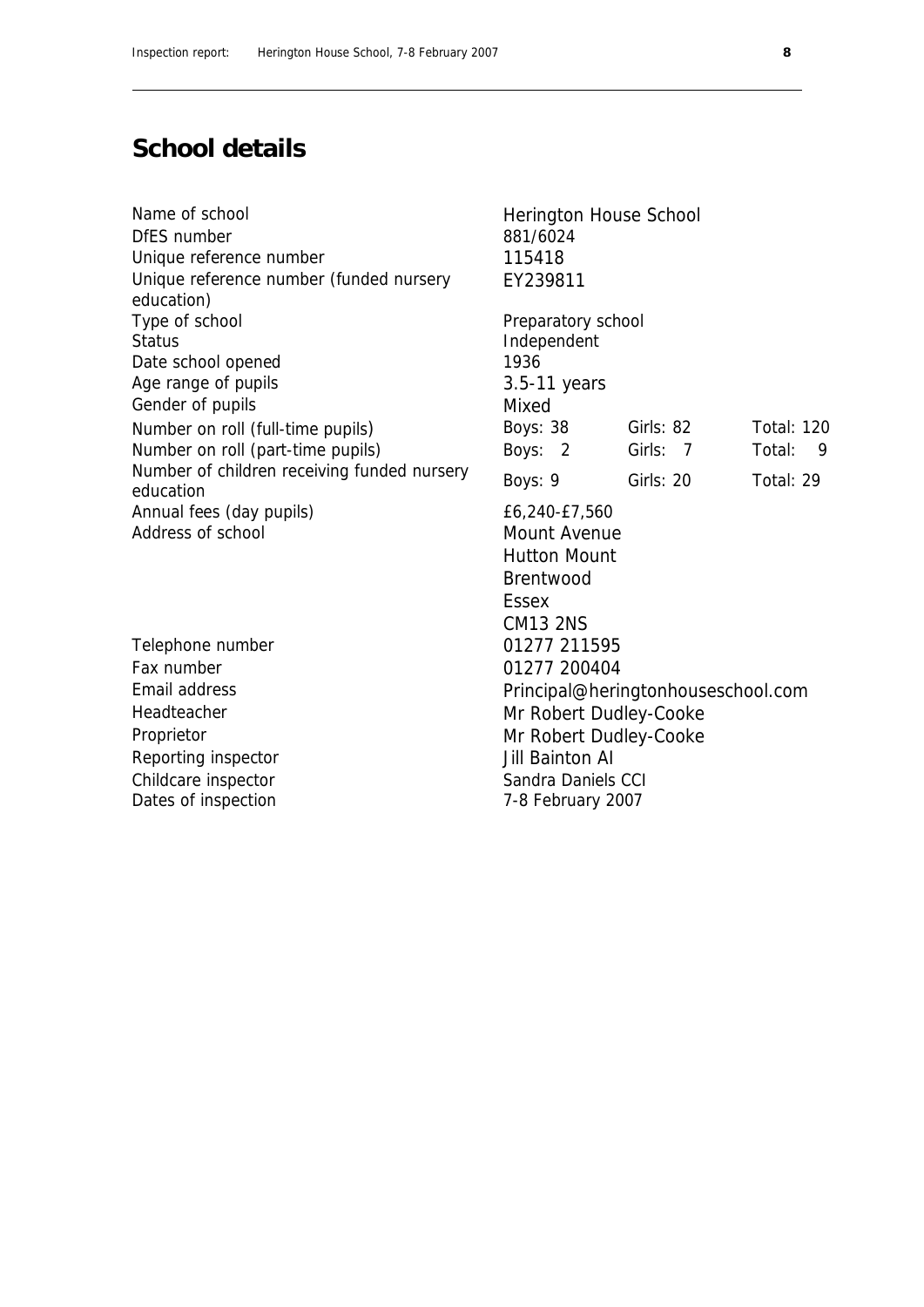## School details

| | | | |
|---|---|---|---|
| Name of school | Herington House School | | |
| DfES number | 881/6024 | | |
| Unique reference number | 115418 | | |
| Unique reference number (funded nursery education) | EY239811 | | |
| Type of school | Preparatory school | | |
| Status | Independent | | |
| Date school opened | 1936 | | |
| Age range of pupils | 3.5-11 years | | |
| Gender of pupils | Mixed | | |
| Number on roll (full-time pupils) | Boys: 38 | Girls: 82 | Total: 120 |
| Number on roll (part-time pupils) | Boys: 2 | Girls: 7 | Total: 9 |
| Number of children receiving funded nursery education | Boys: 9 | Girls: 20 | Total: 29 |
| Annual fees (day pupils) | £6,240-£7,560 | | |
| Address of school | Mount Avenue<br>Hutton Mount<br>Brentwood<br>Essex<br>CM13 2NS | | |
| Telephone number | 01277 211595 | | |
| Fax number | 01277 200404 | | |
| Email address | Principal@heringtonhouseschool.com | | |
| Headteacher | Mr Robert Dudley-Cooke | | |
| Proprietor | Mr Robert Dudley-Cooke | | |
| Reporting inspector | Jill Bainton AI | | |
| Childcare inspector | Sandra Daniels CCI | | |
| Dates of inspection | 7-8 February 2007 | | |